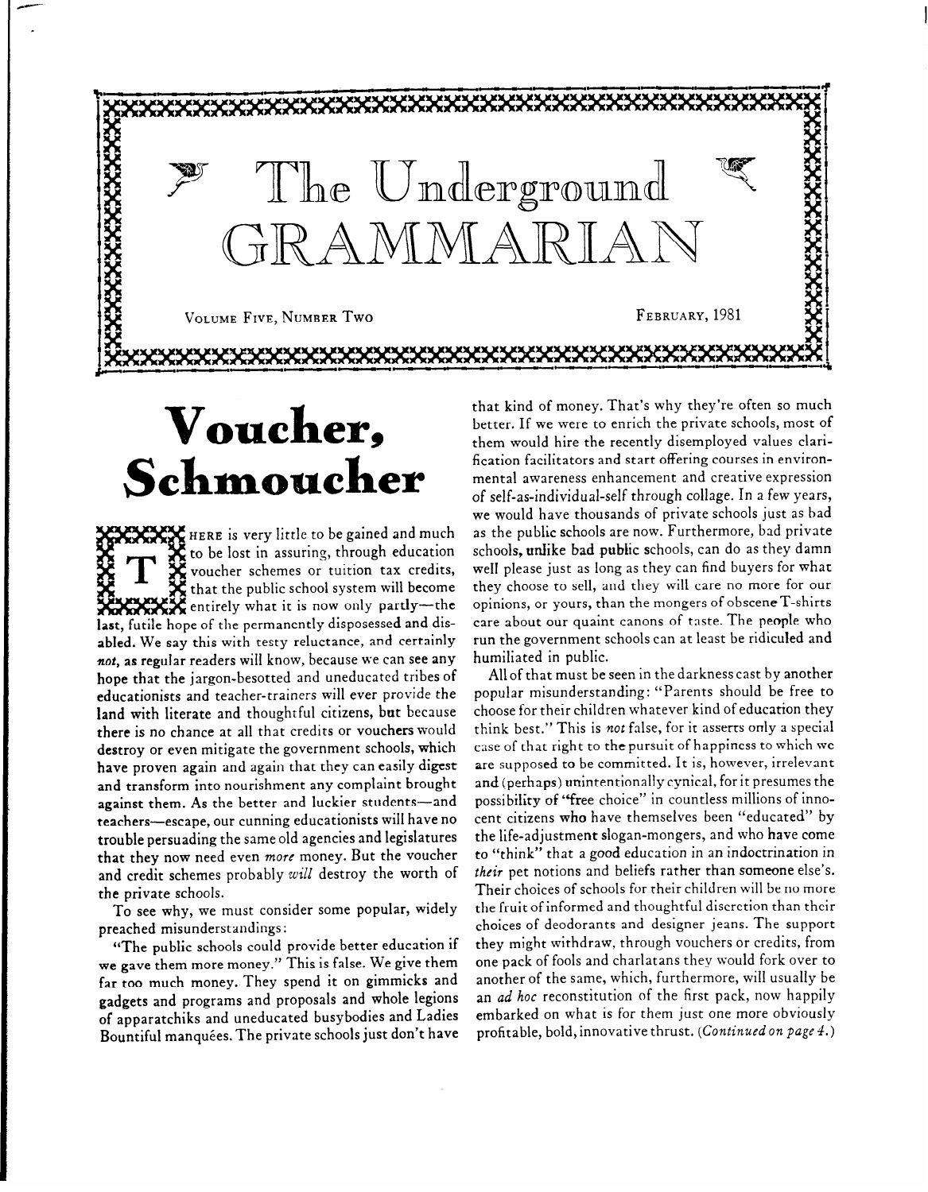# The Underground GRAMMARIAN

VOLUME FIVE, NUMBER TWO — FEBRUARY, 1981

## Voucher, Schmoucher

THERE is very little to be gained and much to be lost in assuring, through education voucher schemes or tuition tax credits, that the public school system will become entirely what it is now only partly—the last, futile hope of the permanently disposessed and disabled. We say this with testy reluctance, and certainly *not*, as regular readers will know, because we can see any hope that the jargon-besotted and uneducated tribes of educationists and teacher-trainers will ever provide the land with literate and thoughtful citizens, but because there is no chance at all that credits or vouchers would destroy or even mitigate the government schools, which have proven again and again that they can easily digest and transform into nourishment any complaint brought against them. As the better and luckier students—and teachers—escape, our cunning educationists will have no trouble persuading the same old agencies and legislatures that they now need even *more* money. But the voucher and credit schemes probably *will* destroy the worth of the private schools.

To see why, we must consider some popular, widely preached misunderstandings:

"The public schools could provide better education if we gave them more money." This is false. We give them far too much money. They spend it on gimmicks and gadgets and programs and proposals and whole legions of apparatchiks and uneducated busybodies and Ladies Bountiful manquées. The private schools just don't have that kind of money. That's why they're often so much better. If we were to enrich the private schools, most of them would hire the recently disemployed values clarification facilitators and start offering courses in environmental awareness enhancement and creative expression of self-as-individual-self through collage. In a few years, we would have thousands of private schools just as bad as the public schools are now. Furthermore, bad private schools, unlike bad public schools, can do as they damn well please just as long as they can find buyers for what they choose to sell, and they will care no more for our opinions, or yours, than the mongers of obscene T-shirts care about our quaint canons of taste. The people who run the government schools can at least be ridiculed and humiliated in public.

All of that must be seen in the darkness cast by another popular misunderstanding: "Parents should be free to choose for their children whatever kind of education they think best." This is *not* false, for it asserts only a special case of that right to the pursuit of happiness to which we are supposed to be committed. It is, however, irrelevant and (perhaps) unintentionally cynical, for it presumes the possibility of "free choice" in countless millions of innocent citizens who have themselves been "educated" by the life-adjustment slogan-mongers, and who have come to "think" that a good education in an indoctrination in *their* pet notions and beliefs rather than someone else's. Their choices of schools for their children will be no more the fruit of informed and thoughtful discretion than their choices of deodorants and designer jeans. The support they might withdraw, through vouchers or credits, from one pack of fools and charlatans they would fork over to another of the same, which, furthermore, will usually be an *ad hoc* reconstitution of the first pack, now happily embarked on what is for them just one more obviously profitable, bold, innovative thrust. (*Continued on page 4.*)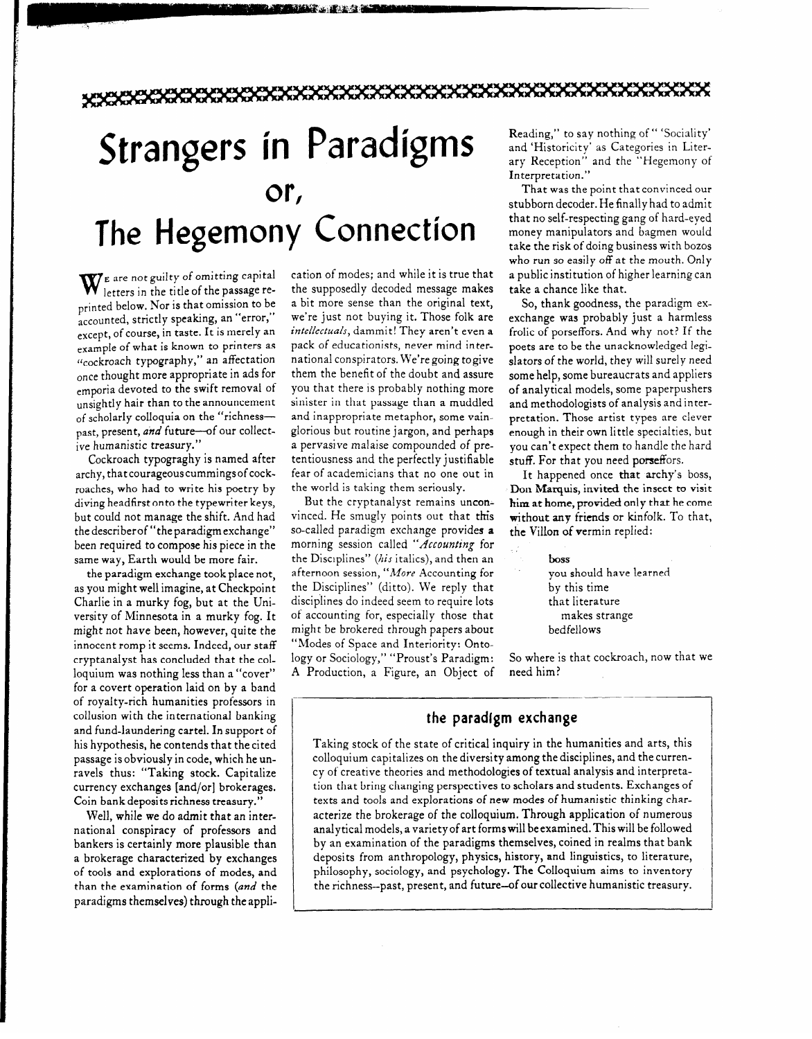# Strangers in Paradigms or, The Hegemony Connection

WE are not guilty of omitting capital letters in the title of the passage reprinted below. Nor is that omission to be accounted, strictly speaking, an "error," except, of course, in taste. It is merely an example of what is known to printers as "cockroach typography," an affectation once thought more appropriate in ads for emporia devoted to the swift removal of unsightly hair than to the announcement of scholarly colloquia on the "richness—past, present, *and* future—of our collective humanistic treasury."

Cockroach typograghy is named after archy, that courageous cummings of cockroaches, who had to write his poetry by diving headfirst onto the typewriter keys, but could not manage the shift. And had the describer of "the paradigm exchange" been required to compose his piece in the same way, Earth would be more fair.

the paradigm exchange took place not, as you might well imagine, at Checkpoint Charlie in a murky fog, but at the University of Minnesota in a murky fog. It might not have been, however, quite the innocent romp it seems. Indeed, our staff cryptanalyst has concluded that the colloquium was nothing less than a "cover" for a covert operation laid on by a band of royalty-rich humanities professors in collusion with the international banking and fund-laundering cartel. In support of his hypothesis, he contends that the cited passage is obviously in code, which he unravels thus: "Taking stock. Capitalize currency exchanges [and/or] brokerages. Coin bank deposits richness treasury."

Well, while we do admit that an international conspiracy of professors and bankers is certainly more plausible than a brokerage characterized by exchanges of tools and explorations of modes, and than the examination of forms (*and* the paradigms themselves) through the application of modes; and while it is true that the supposedly decoded message makes a bit more sense than the original text, we're just not buying it. Those folk are *intellectuals*, dammit! They aren't even a pack of educationists, never mind international conspirators. We're going to give them the benefit of the doubt and assure you that there is probably nothing more sinister in that passage than a muddled and inappropriate metaphor, some vainglorious but routine jargon, and perhaps a pervasive malaise compounded of pretentiousness and the perfectly justifiable fear of academicians that no one out in the world is taking them seriously.

But the cryptanalyst remains unconvinced. He smugly points out that this so-called paradigm exchange provides a morning session called "*Accounting* for the Disciplines" (*his* italics), and then an afternoon session, "*More* Accounting for the Disciplines" (ditto). We reply that disciplines do indeed seem to require lots of accounting for, especially those that might be brokered through papers about "Modes of Space and Interiority: Ontology or Sociology," "Proust's Paradigm: A Production, a Figure, an Object of Reading," to say nothing of "'Sociality' and 'Historicity' as Categories in Literary Reception" and the "Hegemony of Interpretation."

That was the point that convinced our stubborn decoder. He finally had to admit that no self-respecting gang of hard-eyed money manipulators and bagmen would take the risk of doing business with bozos who run so easily off at the mouth. Only a public institution of higher learning can take a chance like that.

So, thank goodness, the paradigm exexchange was probably just a harmless frolic of porseffors. And why not? If the poets are to be the unacknowledged legislators of the world, they will surely need some help, some bureaucrats and appliers of analytical models, some paperpushers and methodologists of analysis and interpretation. Those artist types are clever enough in their own little specialties, but you can't expect them to handle the hard stuff. For that you need porseffors.

It happened once that archy's boss, Don Marquis, invited the insect to visit him at home, provided only that he come without any friends or kinfolk. To that, the Villon of vermin replied:

> boss
> you should have learned
> by this time
> that literature
> makes strange
> bedfellows

So where is that cockroach, now that we need him?

## the paradigm exchange

Taking stock of the state of critical inquiry in the humanities and arts, this colloquium capitalizes on the diversity among the disciplines, and the currency of creative theories and methodologies of textual analysis and interpretation that bring changing perspectives to scholars and students. Exchanges of texts and tools and explorations of new modes of humanistic thinking characterize the brokerage of the colloquium. Through application of numerous analytical models, a variety of art forms will be examined. This will be followed by an examination of the paradigms themselves, coined in realms that bank deposits from anthropology, physics, history, and linguistics, to literature, philosophy, sociology, and psychology. The Colloquium aims to inventory the richness–past, present, and future–of our collective humanistic treasury.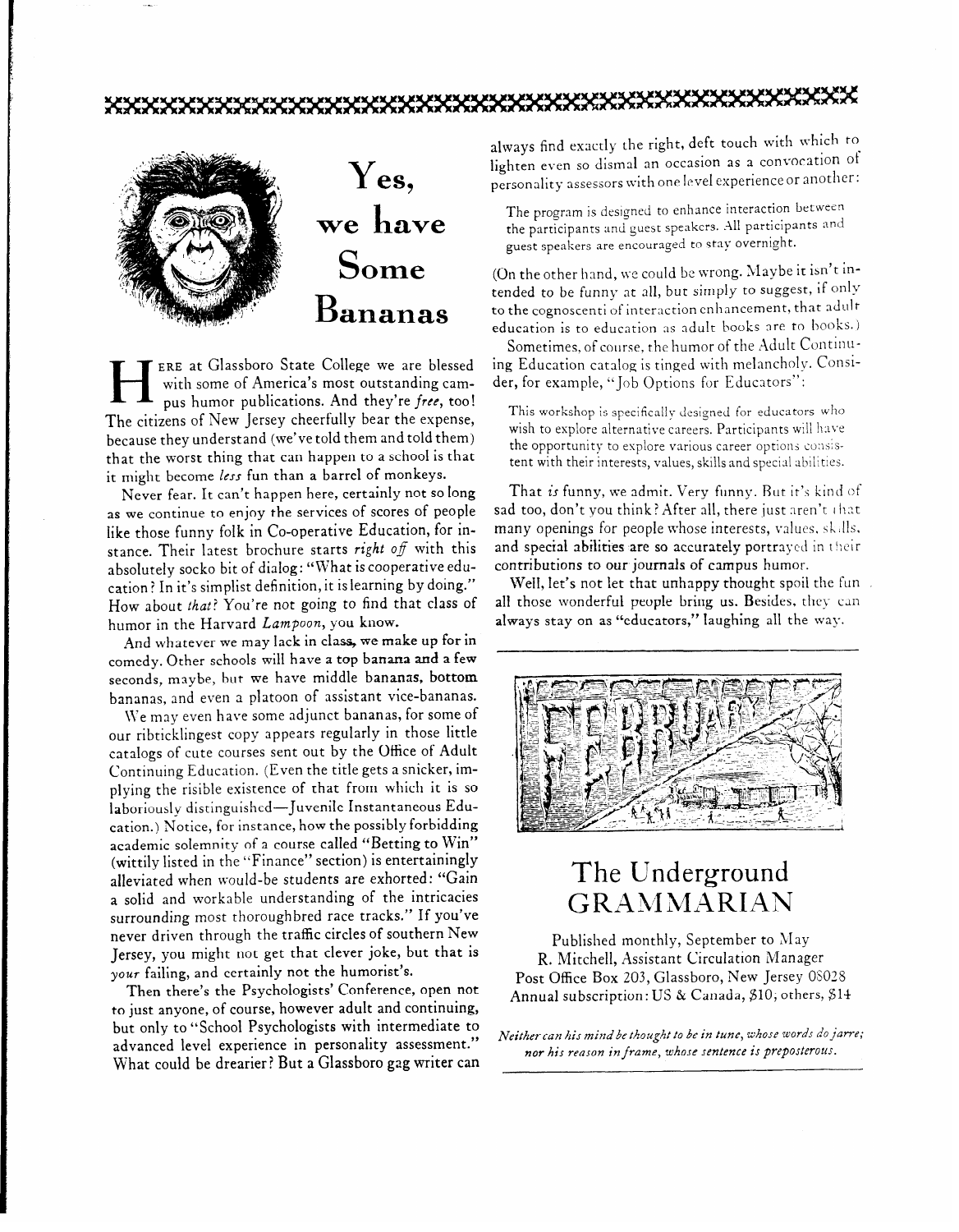# Yes, we have Some Bananas

HERE at Glassboro State College we are blessed with some of America's most outstanding campus humor publications. And they're *free*, too! The citizens of New Jersey cheerfully bear the expense, because they understand (we've told them and told them) that the worst thing that can happen to a school is that it might become *less* fun than a barrel of monkeys.

Never fear. It can't happen here, certainly not so long as we continue to enjoy the services of scores of people like those funny folk in Co-operative Education, for instance. Their latest brochure starts *right off* with this absolutely socko bit of dialog: "What is cooperative education? In it's simplist definition, it is learning by doing." How about *that*? You're not going to find that class of humor in the Harvard *Lampoon*, you know.

And whatever we may lack in class, we make up for in comedy. Other schools will have a top banana and a few seconds, maybe, but we have middle bananas, bottom bananas, and even a platoon of assistant vice-bananas.

We may even have some adjunct bananas, for some of our ribticklingest copy appears regularly in those little catalogs of cute courses sent out by the Office of Adult Continuing Education. (Even the title gets a snicker, implying the risible existence of that from which it is so laboriously distinguished—Juvenile Instantaneous Education.) Notice, for instance, how the possibly forbidding academic solemnity of a course called "Betting to Win" (wittily listed in the "Finance" section) is entertainingly alleviated when would-be students are exhorted: "Gain a solid and workable understanding of the intricacies surrounding most thoroughbred race tracks." If you've never driven through the traffic circles of southern New Jersey, you might not get that clever joke, but that is *your* failing, and certainly not the humorist's.

Then there's the Psychologists' Conference, open not to just anyone, of course, however adult and continuing, but only to "School Psychologists with intermediate to advanced level experience in personality assessment." What could be drearier? But a Glassboro gag writer can always find exactly the right, deft touch with which to lighten even so dismal an occasion as a convocation of personality assessors with one level experience or another:

> The program is designed to enhance interaction between the participants and guest speakers. All participants and guest speakers are encouraged to stay overnight.

(On the other hand, we could be wrong. Maybe it isn't intended to be funny at all, but simply to suggest, if only to the cognoscenti of interaction enhancement, that adult education is to education as adult books are to books.)

Sometimes, of course, the humor of the Adult Continuing Education catalog is tinged with melancholy. Consider, for example, "Job Options for Educators":

> This workshop is specifically designed for educators who wish to explore alternative careers. Participants will have the opportunity to explore various career options consistent with their interests, values, skills and special abilities.

That *is* funny, we admit. Very funny. But it's kind of sad too, don't you think? After all, there just aren't that many openings for people whose interests, values, skills, and special abilities are so accurately portrayed in their contributions to our journals of campus humor.

Well, let's not let that unhappy thought spoil the fun all those wonderful people bring us. Besides, they can always stay on as "educators," laughing all the way.

---

## The Underground GRAMMARIAN

Published monthly, September to May
R. Mitchell, Assistant Circulation Manager
Post Office Box 203, Glassboro, New Jersey 08028
Annual subscription: US & Canada, $10; others, $14

*Neither can his mind be thought to be in tune, whose words do jarre; nor his reason in frame, whose sentence is preposterous.*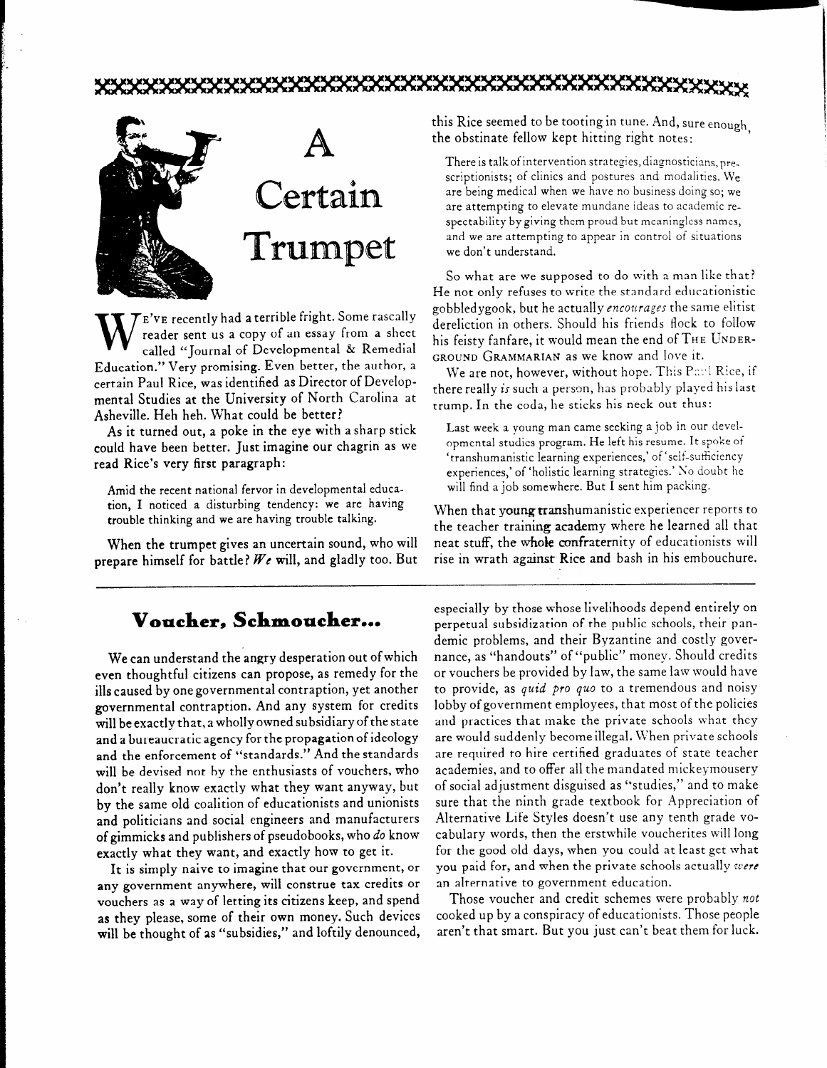# A Certain Trumpet

We've recently had a terrible fright. Some rascally reader sent us a copy of an essay from a sheet called "Journal of Developmental & Remedial Education." Very promising. Even better, the author, a certain Paul Rice, was identified as Director of Developmental Studies at the University of North Carolina at Asheville. Heh heh. What could be better?

As it turned out, a poke in the eye with a sharp stick could have been better. Just imagine our chagrin as we read Rice's very first paragraph:

> Amid the recent national fervor in developmental education, I noticed a disturbing tendency: we are having trouble thinking and we are having trouble talking.

When the trumpet gives an uncertain sound, who will prepare himself for battle? *We* will, and gladly too. But this Rice seemed to be tooting in tune. And, sure enough, the obstinate fellow kept hitting right notes:

> There is talk of intervention strategies, diagnosticians, prescriptionists; of clinics and postures and modalities. We are being medical when we have no business doing so; we are attempting to elevate mundane ideas to academic respectability by giving them proud but meaningless names, and we are attempting to appear in control of situations we don't understand.

So what are we supposed to do with a man like that? He not only refuses to write the standard educationistic gobbledygook, but he actually *encourages* the same elitist dereliction in others. Should his friends flock to follow his feisty fanfare, it would mean the end of The Underground Grammarian as we know and love it.

We are not, however, without hope. This Paul Rice, if there really *is* such a person, has probably played his last trump. In the coda, he sticks his neck out thus:

> Last week a young man came seeking a job in our developmental studies program. He left his resume. It spoke of 'transhumanistic learning experiences,' of 'self-sufficiency experiences,' of 'holistic learning strategies.' No doubt he will find a job somewhere. But I sent him packing.

When that young transhumanistic experiencer reports to the teacher training academy where he learned all that neat stuff, the whole confraternity of educationists will rise in wrath against Rice and bash in his embouchure.

## Voucher, Schmoucher...

We can understand the angry desperation out of which even thoughtful citizens can propose, as remedy for the ills caused by one governmental contraption, yet another governmental contraption. And any system for credits will be exactly that, a wholly owned subsidiary of the state and a bureaucratic agency for the propagation of ideology and the enforcement of "standards." And the standards will be devised not by the enthusiasts of vouchers, who don't really know exactly what they want anyway, but by the same old coalition of educationists and unionists and politicians and social engineers and manufacturers of gimmicks and publishers of pseudobooks, who *do* know exactly what they want, and exactly how to get it.

It is simply naive to imagine that our government, or any government anywhere, will construe tax credits or vouchers as a way of letting its citizens keep, and spend as they please, some of their own money. Such devices will be thought of as "subsidies," and loftily denounced, especially by those whose livelihoods depend entirely on perpetual subsidization of the public schools, their pandemic problems, and their Byzantine and costly governance, as "handouts" of "public" money. Should credits or vouchers be provided by law, the same law would have to provide, as *quid pro quo* to a tremendous and noisy lobby of government employees, that most of the policies and practices that make the private schools what they are would suddenly become illegal. When private schools are required to hire certified graduates of state teacher academies, and to offer all the mandated mickeymousery of social adjustment disguised as "studies," and to make sure that the ninth grade textbook for Appreciation of Alternative Life Styles doesn't use any tenth grade vocabulary words, then the erstwhile voucherites will long for the good old days, when you could at least get what you paid for, and when the private schools actually *were* an alternative to government education.

Those voucher and credit schemes were probably *not* cooked up by a conspiracy of educationists. Those people aren't that smart. But you just can't beat them for luck.